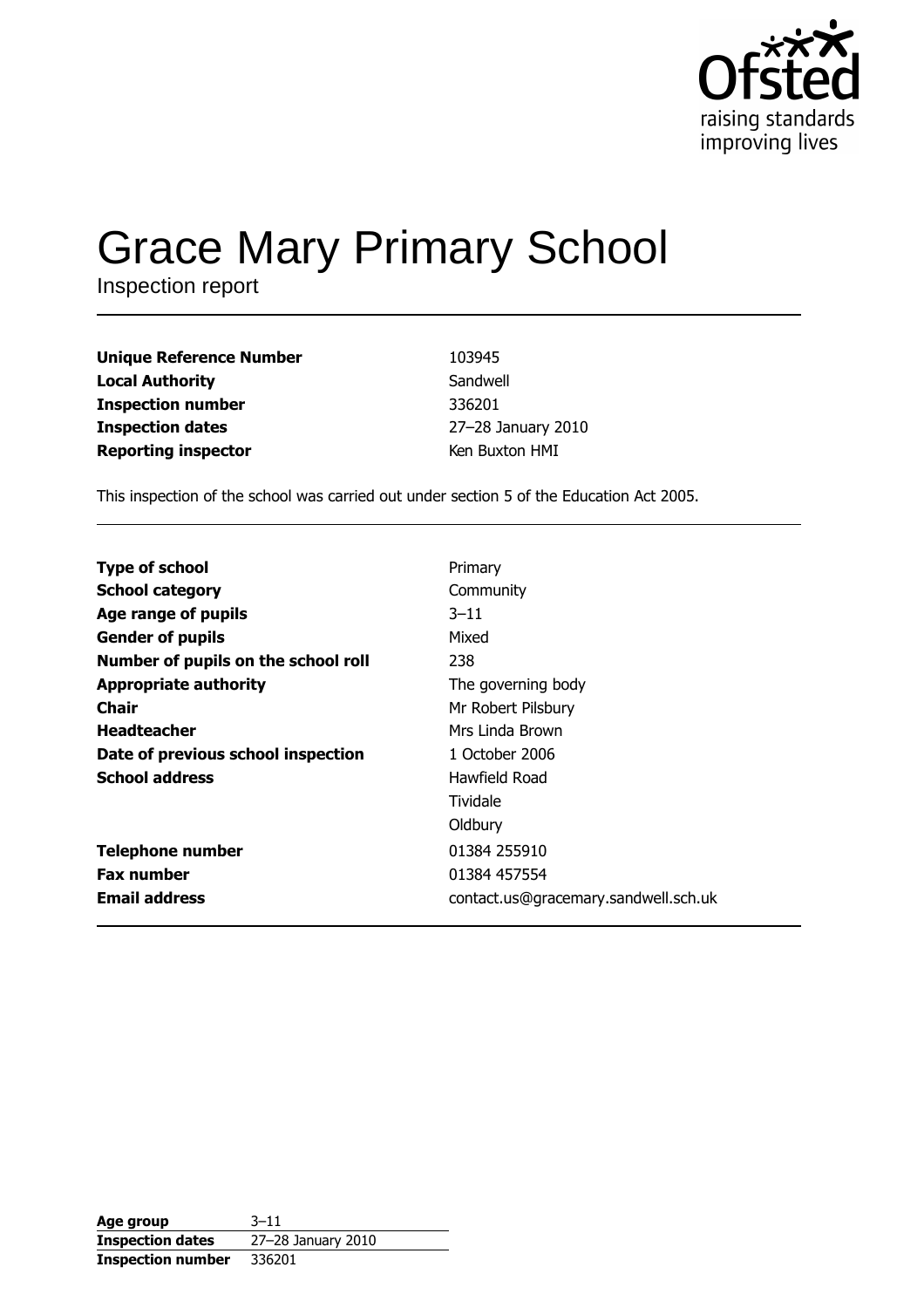Ofsted
raising standards
improving lives

# Grace Mary Primary School

Inspection report

| | |
|---|---|
| **Unique Reference Number** | 103945 |
| **Local Authority** | Sandwell |
| **Inspection number** | 336201 |
| **Inspection dates** | 27–28 January 2010 |
| **Reporting inspector** | Ken Buxton HMI |

This inspection of the school was carried out under section 5 of the Education Act 2005.

| | |
|---|---|
| **Type of school** | Primary |
| **School category** | Community |
| **Age range of pupils** | 3–11 |
| **Gender of pupils** | Mixed |
| **Number of pupils on the school roll** | 238 |
| **Appropriate authority** | The governing body |
| **Chair** | Mr Robert Pilsbury |
| **Headteacher** | Mrs Linda Brown |
| **Date of previous school inspection** | 1 October 2006 |
| **School address** | Hawfield Road<br>Tividale<br>Oldbury |
| **Telephone number** | 01384 255910 |
| **Fax number** | 01384 457554 |
| **Email address** | contact.us@gracemary.sandwell.sch.uk |

| | |
|---|---|
| **Age group** | 3–11 |
| **Inspection dates** | 27–28 January 2010 |
| **Inspection number** | 336201 |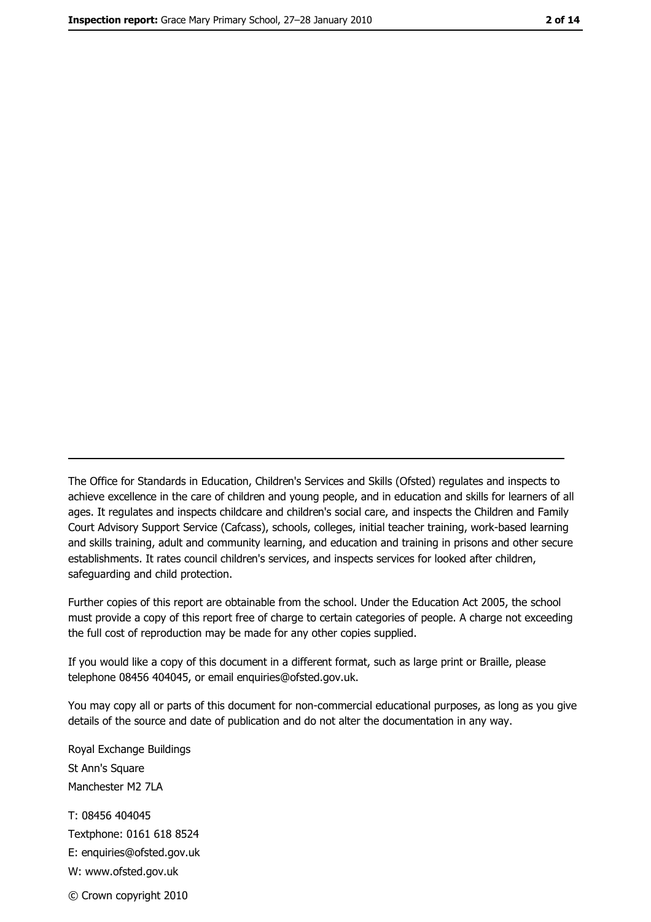---

The Office for Standards in Education, Children's Services and Skills (Ofsted) regulates and inspects to achieve excellence in the care of children and young people, and in education and skills for learners of all ages. It regulates and inspects childcare and children's social care, and inspects the Children and Family Court Advisory Support Service (Cafcass), schools, colleges, initial teacher training, work-based learning and skills training, adult and community learning, and education and training in prisons and other secure establishments. It rates council children's services, and inspects services for looked after children, safeguarding and child protection.

Further copies of this report are obtainable from the school. Under the Education Act 2005, the school must provide a copy of this report free of charge to certain categories of people. A charge not exceeding the full cost of reproduction may be made for any other copies supplied.

If you would like a copy of this document in a different format, such as large print or Braille, please telephone 08456 404045, or email enquiries@ofsted.gov.uk.

You may copy all or parts of this document for non-commercial educational purposes, as long as you give details of the source and date of publication and do not alter the documentation in any way.

Royal Exchange Buildings
St Ann's Square
Manchester M2 7LA

T: 08456 404045
Textphone: 0161 618 8524
E: enquiries@ofsted.gov.uk
W: www.ofsted.gov.uk

© Crown copyright 2010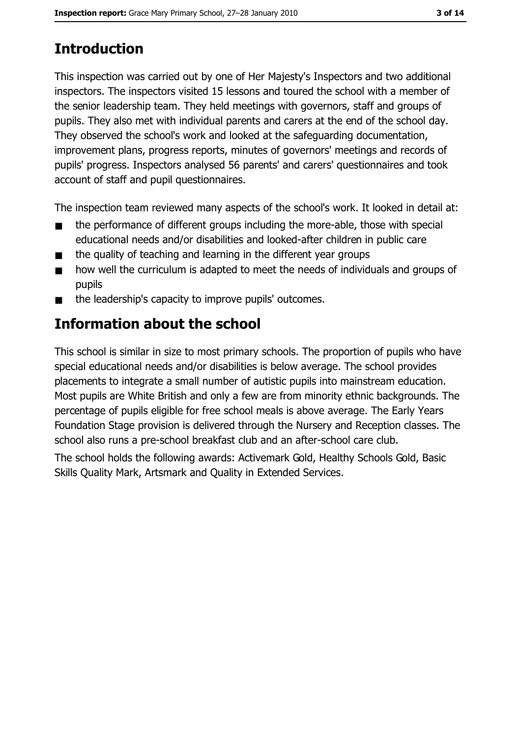# Introduction

This inspection was carried out by one of Her Majesty's Inspectors and two additional inspectors. The inspectors visited 15 lessons and toured the school with a member of the senior leadership team. They held meetings with governors, staff and groups of pupils. They also met with individual parents and carers at the end of the school day. They observed the school's work and looked at the safeguarding documentation, improvement plans, progress reports, minutes of governors' meetings and records of pupils' progress. Inspectors analysed 56 parents' and carers' questionnaires and took account of staff and pupil questionnaires.

The inspection team reviewed many aspects of the school's work. It looked in detail at:

- the performance of different groups including the more-able, those with special educational needs and/or disabilities and looked-after children in public care
- the quality of teaching and learning in the different year groups
- how well the curriculum is adapted to meet the needs of individuals and groups of pupils
- the leadership's capacity to improve pupils' outcomes.

# Information about the school

This school is similar in size to most primary schools. The proportion of pupils who have special educational needs and/or disabilities is below average. The school provides placements to integrate a small number of autistic pupils into mainstream education. Most pupils are White British and only a few are from minority ethnic backgrounds. The percentage of pupils eligible for free school meals is above average. The Early Years Foundation Stage provision is delivered through the Nursery and Reception classes. The school also runs a pre-school breakfast club and an after-school care club.

The school holds the following awards: Activemark Gold, Healthy Schools Gold, Basic Skills Quality Mark, Artsmark and Quality in Extended Services.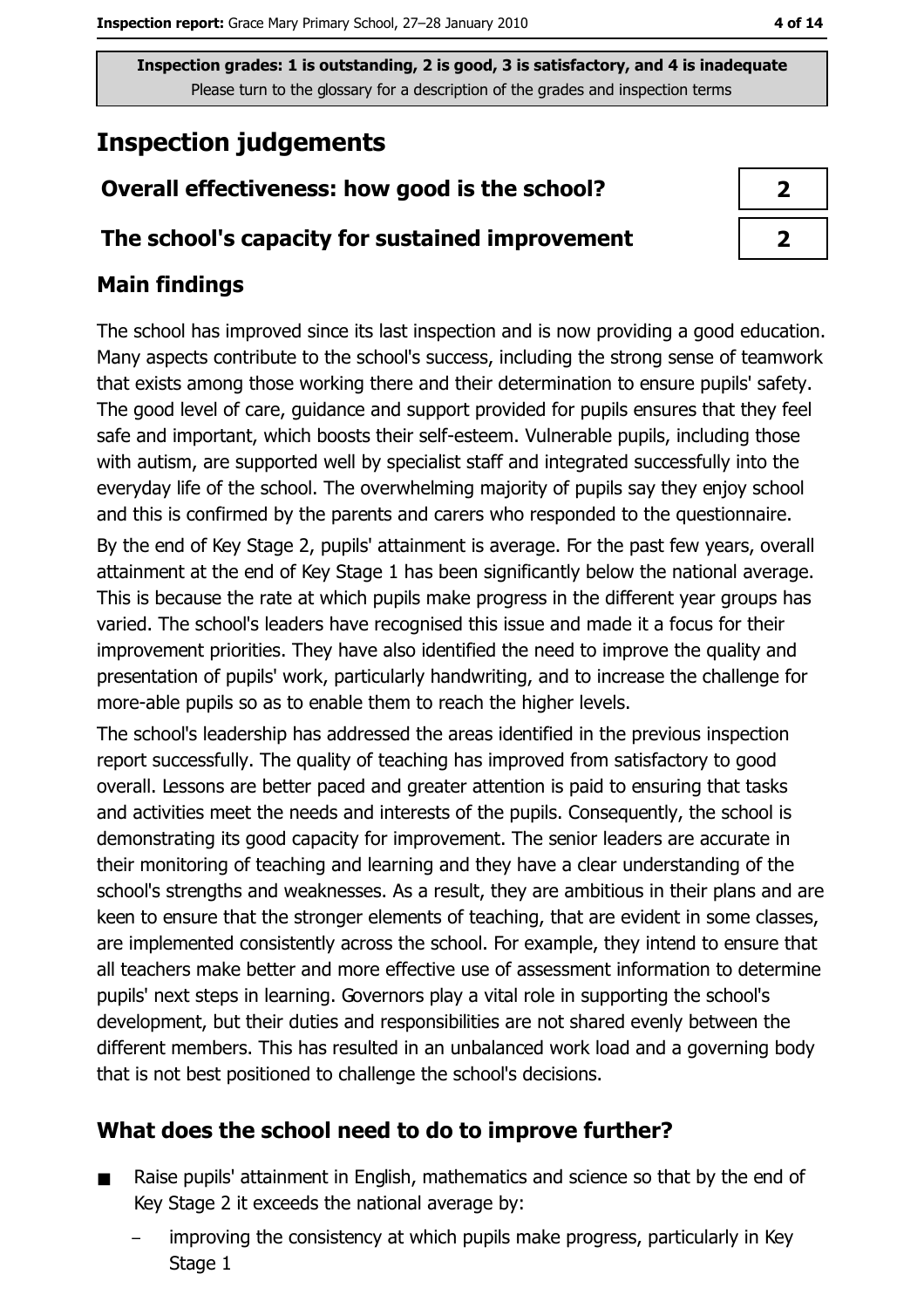Inspection grades: 1 is outstanding, 2 is good, 3 is satisfactory, and 4 is inadequate
Please turn to the glossary for a description of the grades and inspection terms

# Inspection judgements

| | |
|---|---|
| **Overall effectiveness: how good is the school?** | **2** |
| **The school's capacity for sustained improvement** | **2** |

## Main findings

The school has improved since its last inspection and is now providing a good education. Many aspects contribute to the school's success, including the strong sense of teamwork that exists among those working there and their determination to ensure pupils' safety. The good level of care, guidance and support provided for pupils ensures that they feel safe and important, which boosts their self-esteem. Vulnerable pupils, including those with autism, are supported well by specialist staff and integrated successfully into the everyday life of the school. The overwhelming majority of pupils say they enjoy school and this is confirmed by the parents and carers who responded to the questionnaire.

By the end of Key Stage 2, pupils' attainment is average. For the past few years, overall attainment at the end of Key Stage 1 has been significantly below the national average. This is because the rate at which pupils make progress in the different year groups has varied. The school's leaders have recognised this issue and made it a focus for their improvement priorities. They have also identified the need to improve the quality and presentation of pupils' work, particularly handwriting, and to increase the challenge for more-able pupils so as to enable them to reach the higher levels.

The school's leadership has addressed the areas identified in the previous inspection report successfully. The quality of teaching has improved from satisfactory to good overall. Lessons are better paced and greater attention is paid to ensuring that tasks and activities meet the needs and interests of the pupils. Consequently, the school is demonstrating its good capacity for improvement. The senior leaders are accurate in their monitoring of teaching and learning and they have a clear understanding of the school's strengths and weaknesses. As a result, they are ambitious in their plans and are keen to ensure that the stronger elements of teaching, that are evident in some classes, are implemented consistently across the school. For example, they intend to ensure that all teachers make better and more effective use of assessment information to determine pupils' next steps in learning. Governors play a vital role in supporting the school's development, but their duties and responsibilities are not shared evenly between the different members. This has resulted in an unbalanced work load and a governing body that is not best positioned to challenge the school's decisions.

## What does the school need to do to improve further?

- Raise pupils' attainment in English, mathematics and science so that by the end of Key Stage 2 it exceeds the national average by:
  - improving the consistency at which pupils make progress, particularly in Key Stage 1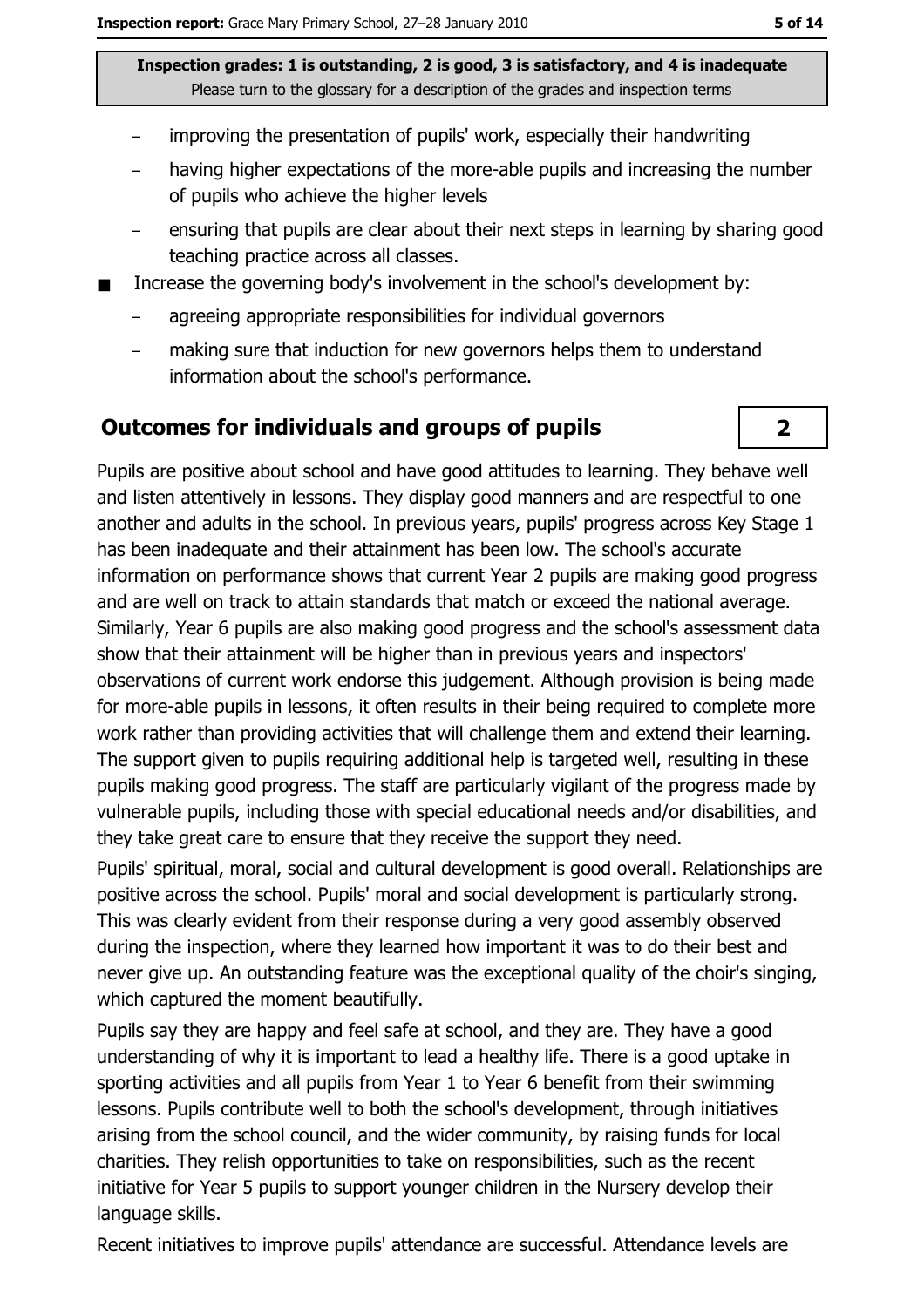- improving the presentation of pupils' work, especially their handwriting
  - having higher expectations of the more-able pupils and increasing the number of pupils who achieve the higher levels
  - ensuring that pupils are clear about their next steps in learning by sharing good teaching practice across all classes.
- Increase the governing body's involvement in the school's development by:
  - agreeing appropriate responsibilities for individual governors
  - making sure that induction for new governors helps them to understand information about the school's performance.

## Outcomes for individuals and groups of pupils

**2**

Pupils are positive about school and have good attitudes to learning. They behave well and listen attentively in lessons. They display good manners and are respectful to one another and adults in the school. In previous years, pupils' progress across Key Stage 1 has been inadequate and their attainment has been low. The school's accurate information on performance shows that current Year 2 pupils are making good progress and are well on track to attain standards that match or exceed the national average. Similarly, Year 6 pupils are also making good progress and the school's assessment data show that their attainment will be higher than in previous years and inspectors' observations of current work endorse this judgement. Although provision is being made for more-able pupils in lessons, it often results in their being required to complete more work rather than providing activities that will challenge them and extend their learning. The support given to pupils requiring additional help is targeted well, resulting in these pupils making good progress. The staff are particularly vigilant of the progress made by vulnerable pupils, including those with special educational needs and/or disabilities, and they take great care to ensure that they receive the support they need.

Pupils' spiritual, moral, social and cultural development is good overall. Relationships are positive across the school. Pupils' moral and social development is particularly strong. This was clearly evident from their response during a very good assembly observed during the inspection, where they learned how important it was to do their best and never give up. An outstanding feature was the exceptional quality of the choir's singing, which captured the moment beautifully.

Pupils say they are happy and feel safe at school, and they are. They have a good understanding of why it is important to lead a healthy life. There is a good uptake in sporting activities and all pupils from Year 1 to Year 6 benefit from their swimming lessons. Pupils contribute well to both the school's development, through initiatives arising from the school council, and the wider community, by raising funds for local charities. They relish opportunities to take on responsibilities, such as the recent initiative for Year 5 pupils to support younger children in the Nursery develop their language skills.

Recent initiatives to improve pupils' attendance are successful. Attendance levels are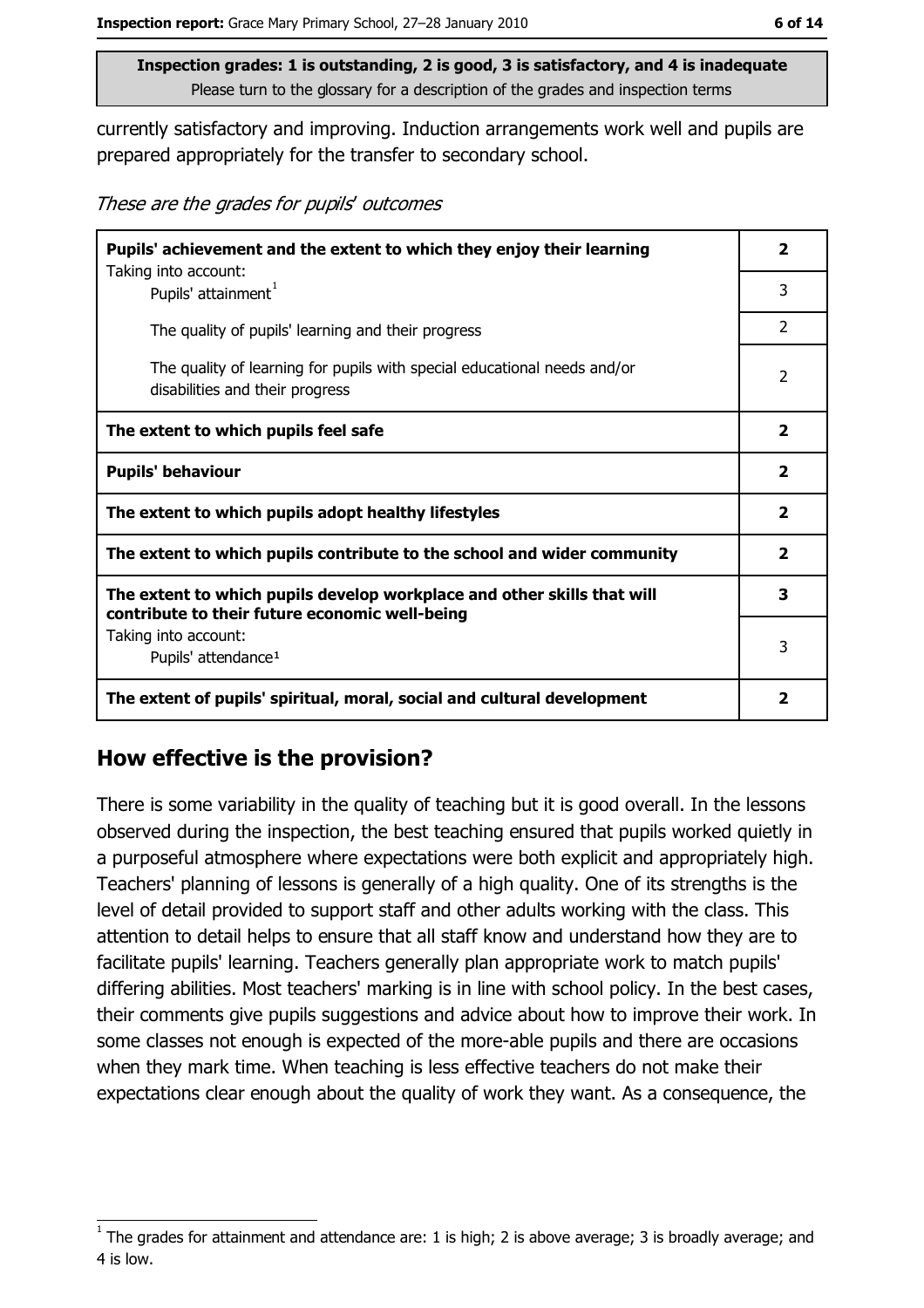**Inspection grades: 1 is outstanding, 2 is good, 3 is satisfactory, and 4 is inadequate**
Please turn to the glossary for a description of the grades and inspection terms

currently satisfactory and improving. Induction arrangements work well and pupils are prepared appropriately for the transfer to secondary school.

*These are the grades for pupils' outcomes*

| | |
|---|---|
| **Pupils' achievement and the extent to which they enjoy their learning** | **2** |
| Taking into account:<br>Pupils' attainment[1] | 3 |
| The quality of pupils' learning and their progress | 2 |
| The quality of learning for pupils with special educational needs and/or disabilities and their progress | 2 |
| **The extent to which pupils feel safe** | **2** |
| **Pupils' behaviour** | **2** |
| **The extent to which pupils adopt healthy lifestyles** | **2** |
| **The extent to which pupils contribute to the school and wider community** | **2** |
| **The extent to which pupils develop workplace and other skills that will contribute to their future economic well-being** | **3** |
| Taking into account:<br>Pupils' attendance[1] | 3 |
| **The extent of pupils' spiritual, moral, social and cultural development** | **2** |

## How effective is the provision?

There is some variability in the quality of teaching but it is good overall. In the lessons observed during the inspection, the best teaching ensured that pupils worked quietly in a purposeful atmosphere where expectations were both explicit and appropriately high. Teachers' planning of lessons is generally of a high quality. One of its strengths is the level of detail provided to support staff and other adults working with the class. This attention to detail helps to ensure that all staff know and understand how they are to facilitate pupils' learning. Teachers generally plan appropriate work to match pupils' differing abilities. Most teachers' marking is in line with school policy. In the best cases, their comments give pupils suggestions and advice about how to improve their work. In some classes not enough is expected of the more-able pupils and there are occasions when they mark time. When teaching is less effective teachers do not make their expectations clear enough about the quality of work they want. As a consequence, the

[1] The grades for attainment and attendance are: 1 is high; 2 is above average; 3 is broadly average; and 4 is low.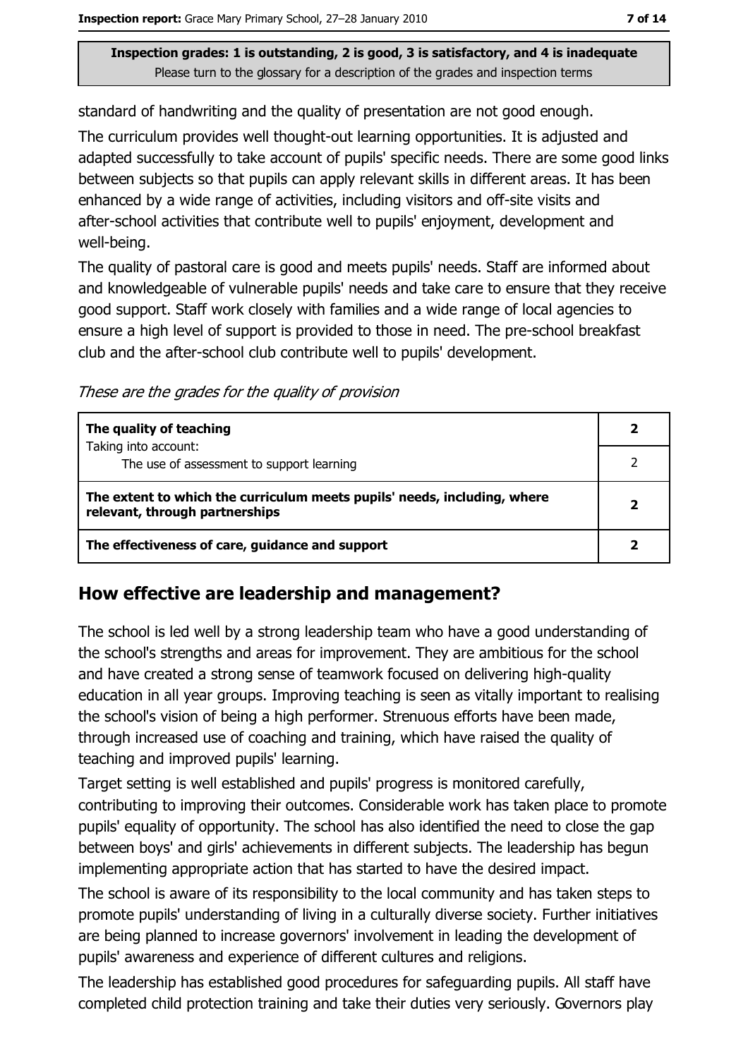Inspection grades: 1 is outstanding, 2 is good, 3 is satisfactory, and 4 is inadequate
Please turn to the glossary for a description of the grades and inspection terms

standard of handwriting and the quality of presentation are not good enough.

The curriculum provides well thought-out learning opportunities. It is adjusted and adapted successfully to take account of pupils' specific needs. There are some good links between subjects so that pupils can apply relevant skills in different areas. It has been enhanced by a wide range of activities, including visitors and off-site visits and after-school activities that contribute well to pupils' enjoyment, development and well-being.

The quality of pastoral care is good and meets pupils' needs. Staff are informed about and knowledgeable of vulnerable pupils' needs and take care to ensure that they receive good support. Staff work closely with families and a wide range of local agencies to ensure a high level of support is provided to those in need. The pre-school breakfast club and the after-school club contribute well to pupils' development.

*These are the grades for the quality of provision*

| | |
|---|---|
| **The quality of teaching** | **2** |
| Taking into account: The use of assessment to support learning | 2 |
| **The extent to which the curriculum meets pupils' needs, including, where relevant, through partnerships** | **2** |
| **The effectiveness of care, guidance and support** | **2** |

## How effective are leadership and management?

The school is led well by a strong leadership team who have a good understanding of the school's strengths and areas for improvement. They are ambitious for the school and have created a strong sense of teamwork focused on delivering high-quality education in all year groups. Improving teaching is seen as vitally important to realising the school's vision of being a high performer. Strenuous efforts have been made, through increased use of coaching and training, which have raised the quality of teaching and improved pupils' learning.

Target setting is well established and pupils' progress is monitored carefully, contributing to improving their outcomes. Considerable work has taken place to promote pupils' equality of opportunity. The school has also identified the need to close the gap between boys' and girls' achievements in different subjects. The leadership has begun implementing appropriate action that has started to have the desired impact.

The school is aware of its responsibility to the local community and has taken steps to promote pupils' understanding of living in a culturally diverse society. Further initiatives are being planned to increase governors' involvement in leading the development of pupils' awareness and experience of different cultures and religions.

The leadership has established good procedures for safeguarding pupils. All staff have completed child protection training and take their duties very seriously. Governors play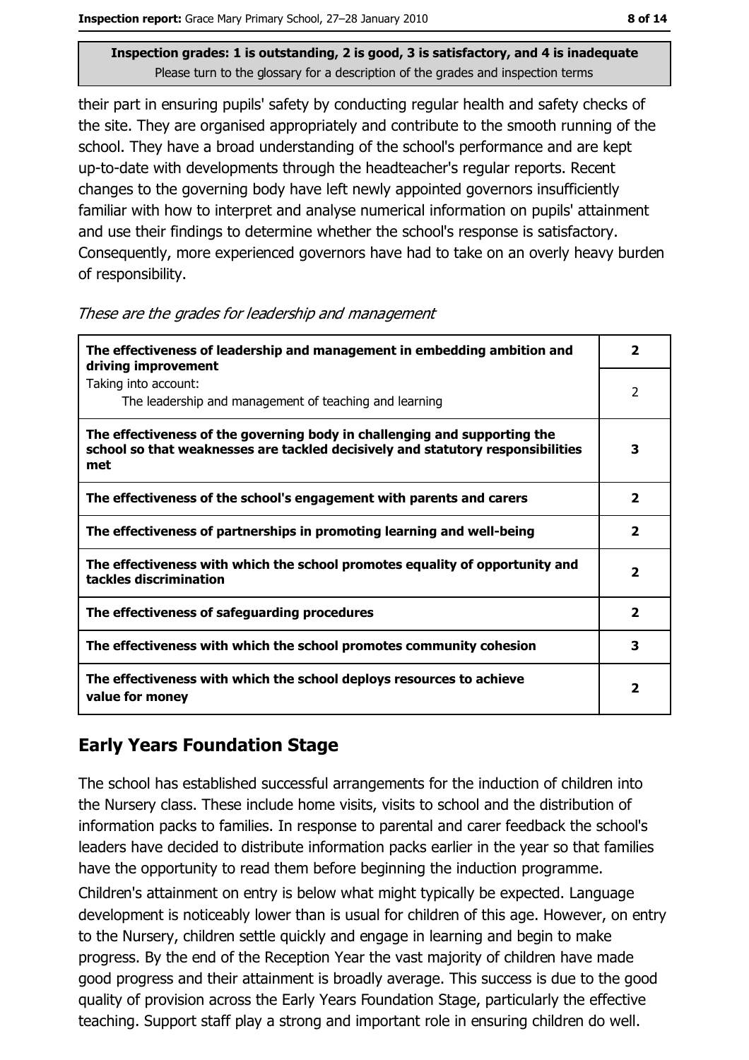**Inspection grades: 1 is outstanding, 2 is good, 3 is satisfactory, and 4 is inadequate**
Please turn to the glossary for a description of the grades and inspection terms

their part in ensuring pupils' safety by conducting regular health and safety checks of the site. They are organised appropriately and contribute to the smooth running of the school. They have a broad understanding of the school's performance and are kept up-to-date with developments through the headteacher's regular reports. Recent changes to the governing body have left newly appointed governors insufficiently familiar with how to interpret and analyse numerical information on pupils' attainment and use their findings to determine whether the school's response is satisfactory. Consequently, more experienced governors have had to take on an overly heavy burden of responsibility.

*These are the grades for leadership and management*

| | |
|---|---|
| **The effectiveness of leadership and management in embedding ambition and driving improvement** | **2** |
| Taking into account: The leadership and management of teaching and learning | 2 |
| **The effectiveness of the governing body in challenging and supporting the school so that weaknesses are tackled decisively and statutory responsibilities met** | **3** |
| **The effectiveness of the school's engagement with parents and carers** | **2** |
| **The effectiveness of partnerships in promoting learning and well-being** | **2** |
| **The effectiveness with which the school promotes equality of opportunity and tackles discrimination** | **2** |
| **The effectiveness of safeguarding procedures** | **2** |
| **The effectiveness with which the school promotes community cohesion** | **3** |
| **The effectiveness with which the school deploys resources to achieve value for money** | **2** |

## Early Years Foundation Stage

The school has established successful arrangements for the induction of children into the Nursery class. These include home visits, visits to school and the distribution of information packs to families. In response to parental and carer feedback the school's leaders have decided to distribute information packs earlier in the year so that families have the opportunity to read them before beginning the induction programme.

Children's attainment on entry is below what might typically be expected. Language development is noticeably lower than is usual for children of this age. However, on entry to the Nursery, children settle quickly and engage in learning and begin to make progress. By the end of the Reception Year the vast majority of children have made good progress and their attainment is broadly average. This success is due to the good quality of provision across the Early Years Foundation Stage, particularly the effective teaching. Support staff play a strong and important role in ensuring children do well.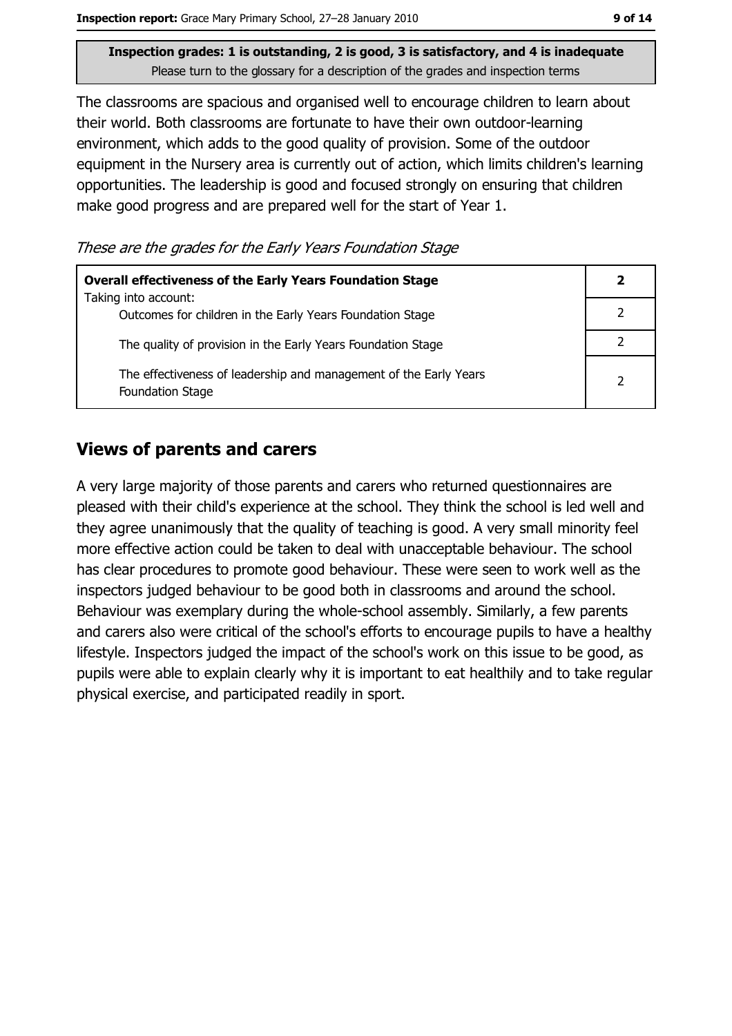**Inspection grades: 1 is outstanding, 2 is good, 3 is satisfactory, and 4 is inadequate**
Please turn to the glossary for a description of the grades and inspection terms

The classrooms are spacious and organised well to encourage children to learn about their world. Both classrooms are fortunate to have their own outdoor-learning environment, which adds to the good quality of provision. Some of the outdoor equipment in the Nursery area is currently out of action, which limits children's learning opportunities. The leadership is good and focused strongly on ensuring that children make good progress and are prepared well for the start of Year 1.

*These are the grades for the Early Years Foundation Stage*

| **Overall effectiveness of the Early Years Foundation Stage** Taking into account: | **2** |
|---|---|
| Outcomes for children in the Early Years Foundation Stage | 2 |
| The quality of provision in the Early Years Foundation Stage | 2 |
| The effectiveness of leadership and management of the Early Years Foundation Stage | 2 |

## Views of parents and carers

A very large majority of those parents and carers who returned questionnaires are pleased with their child's experience at the school. They think the school is led well and they agree unanimously that the quality of teaching is good. A very small minority feel more effective action could be taken to deal with unacceptable behaviour. The school has clear procedures to promote good behaviour. These were seen to work well as the inspectors judged behaviour to be good both in classrooms and around the school. Behaviour was exemplary during the whole-school assembly. Similarly, a few parents and carers also were critical of the school's efforts to encourage pupils to have a healthy lifestyle. Inspectors judged the impact of the school's work on this issue to be good, as pupils were able to explain clearly why it is important to eat healthily and to take regular physical exercise, and participated readily in sport.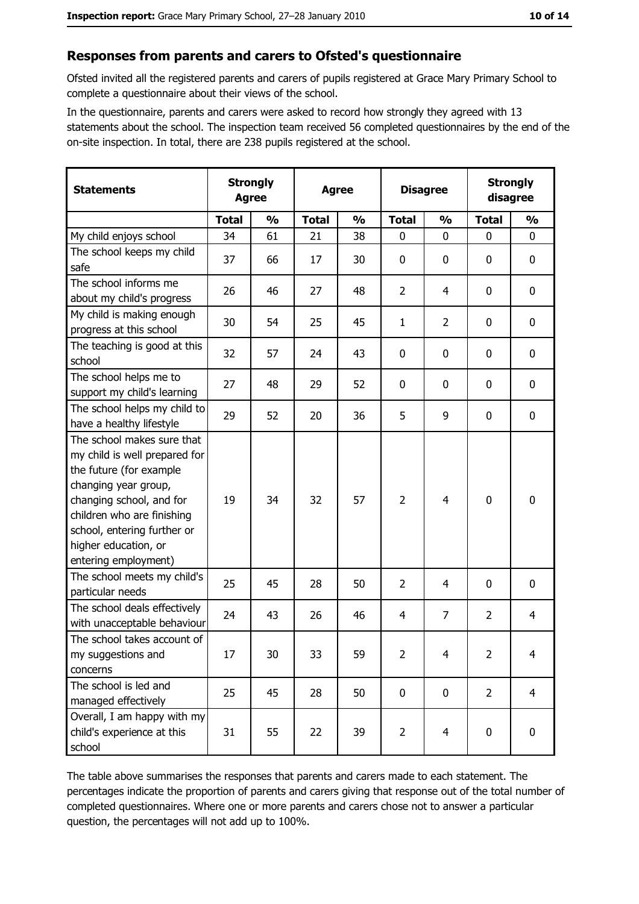## Responses from parents and carers to Ofsted's questionnaire

Ofsted invited all the registered parents and carers of pupils registered at Grace Mary Primary School to complete a questionnaire about their views of the school.

In the questionnaire, parents and carers were asked to record how strongly they agreed with 13 statements about the school. The inspection team received 56 completed questionnaires by the end of the on-site inspection. In total, there are 238 pupils registered at the school.

| Statements | Strongly Agree | | Agree | | Disagree | | Strongly disagree | |
|---|---|---|---|---|---|---|---|---|
| | Total | % | Total | % | Total | % | Total | % |
| My child enjoys school | 34 | 61 | 21 | 38 | 0 | 0 | 0 | 0 |
| The school keeps my child safe | 37 | 66 | 17 | 30 | 0 | 0 | 0 | 0 |
| The school informs me about my child's progress | 26 | 46 | 27 | 48 | 2 | 4 | 0 | 0 |
| My child is making enough progress at this school | 30 | 54 | 25 | 45 | 1 | 2 | 0 | 0 |
| The teaching is good at this school | 32 | 57 | 24 | 43 | 0 | 0 | 0 | 0 |
| The school helps me to support my child's learning | 27 | 48 | 29 | 52 | 0 | 0 | 0 | 0 |
| The school helps my child to have a healthy lifestyle | 29 | 52 | 20 | 36 | 5 | 9 | 0 | 0 |
| The school makes sure that my child is well prepared for the future (for example changing year group, changing school, and for children who are finishing school, entering further or higher education, or entering employment) | 19 | 34 | 32 | 57 | 2 | 4 | 0 | 0 |
| The school meets my child's particular needs | 25 | 45 | 28 | 50 | 2 | 4 | 0 | 0 |
| The school deals effectively with unacceptable behaviour | 24 | 43 | 26 | 46 | 4 | 7 | 2 | 4 |
| The school takes account of my suggestions and concerns | 17 | 30 | 33 | 59 | 2 | 4 | 2 | 4 |
| The school is led and managed effectively | 25 | 45 | 28 | 50 | 0 | 0 | 2 | 4 |
| Overall, I am happy with my child's experience at this school | 31 | 55 | 22 | 39 | 2 | 4 | 0 | 0 |

The table above summarises the responses that parents and carers made to each statement. The percentages indicate the proportion of parents and carers giving that response out of the total number of completed questionnaires. Where one or more parents and carers chose not to answer a particular question, the percentages will not add up to 100%.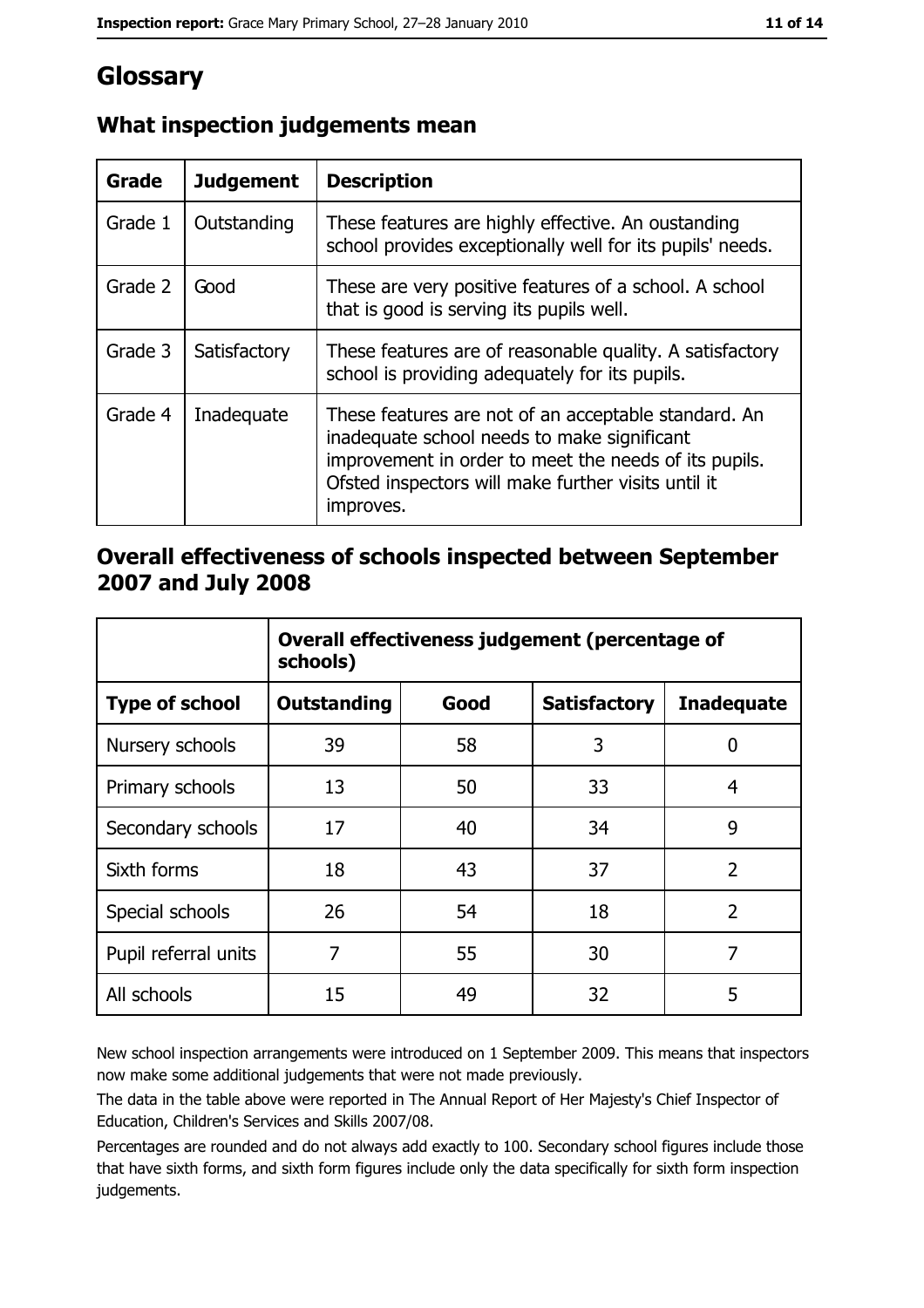# Glossary

## What inspection judgements mean

| Grade | Judgement | Description |
| --- | --- | --- |
| Grade 1 | Outstanding | These features are highly effective. An oustanding school provides exceptionally well for its pupils' needs. |
| Grade 2 | Good | These are very positive features of a school. A school that is good is serving its pupils well. |
| Grade 3 | Satisfactory | These features are of reasonable quality. A satisfactory school is providing adequately for its pupils. |
| Grade 4 | Inadequate | These features are not of an acceptable standard. An inadequate school needs to make significant improvement in order to meet the needs of its pupils. Ofsted inspectors will make further visits until it improves. |

## Overall effectiveness of schools inspected between September 2007 and July 2008

| | Overall effectiveness judgement (percentage of schools) | | | |
| --- | --- | --- | --- | --- |
| **Type of school** | **Outstanding** | **Good** | **Satisfactory** | **Inadequate** |
| Nursery schools | 39 | 58 | 3 | 0 |
| Primary schools | 13 | 50 | 33 | 4 |
| Secondary schools | 17 | 40 | 34 | 9 |
| Sixth forms | 18 | 43 | 37 | 2 |
| Special schools | 26 | 54 | 18 | 2 |
| Pupil referral units | 7 | 55 | 30 | 7 |
| All schools | 15 | 49 | 32 | 5 |

New school inspection arrangements were introduced on 1 September 2009. This means that inspectors now make some additional judgements that were not made previously.

The data in the table above were reported in The Annual Report of Her Majesty's Chief Inspector of Education, Children's Services and Skills 2007/08.

Percentages are rounded and do not always add exactly to 100. Secondary school figures include those that have sixth forms, and sixth form figures include only the data specifically for sixth form inspection judgements.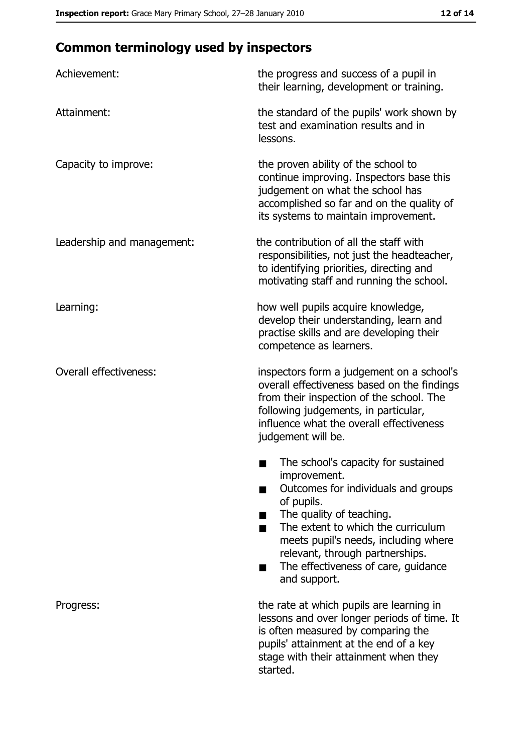## Common terminology used by inspectors

| | |
|---|---|
| Achievement: | the progress and success of a pupil in their learning, development or training. |
| Attainment: | the standard of the pupils' work shown by test and examination results and in lessons. |
| Capacity to improve: | the proven ability of the school to continue improving. Inspectors base this judgement on what the school has accomplished so far and on the quality of its systems to maintain improvement. |
| Leadership and management: | the contribution of all the staff with responsibilities, not just the headteacher, to identifying priorities, directing and motivating staff and running the school. |
| Learning: | how well pupils acquire knowledge, develop their understanding, learn and practise skills and are developing their competence as learners. |
| Overall effectiveness: | inspectors form a judgement on a school's overall effectiveness based on the findings from their inspection of the school. The following judgements, in particular, influence what the overall effectiveness judgement will be.<br>■ The school's capacity for sustained improvement.<br>■ Outcomes for individuals and groups of pupils.<br>■ The quality of teaching.<br>■ The extent to which the curriculum meets pupil's needs, including where relevant, through partnerships.<br>■ The effectiveness of care, guidance and support. |
| Progress: | the rate at which pupils are learning in lessons and over longer periods of time. It is often measured by comparing the pupils' attainment at the end of a key stage with their attainment when they started. |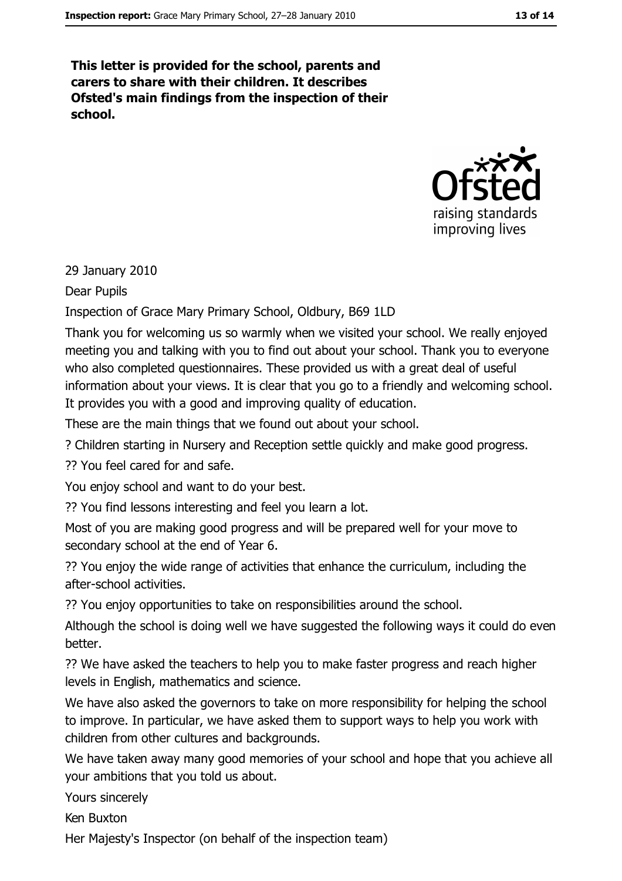**This letter is provided for the school, parents and carers to share with their children. It describes Ofsted's main findings from the inspection of their school.**

29 January 2010

Dear Pupils

Inspection of Grace Mary Primary School, Oldbury, B69 1LD

Thank you for welcoming us so warmly when we visited your school. We really enjoyed meeting you and talking with you to find out about your school. Thank you to everyone who also completed questionnaires. These provided us with a great deal of useful information about your views. It is clear that you go to a friendly and welcoming school. It provides you with a good and improving quality of education.

These are the main things that we found out about your school.

? Children starting in Nursery and Reception settle quickly and make good progress.

?? You feel cared for and safe.

You enjoy school and want to do your best.

?? You find lessons interesting and feel you learn a lot.

Most of you are making good progress and will be prepared well for your move to secondary school at the end of Year 6.

?? You enjoy the wide range of activities that enhance the curriculum, including the after-school activities.

?? You enjoy opportunities to take on responsibilities around the school.

Although the school is doing well we have suggested the following ways it could do even better.

?? We have asked the teachers to help you to make faster progress and reach higher levels in English, mathematics and science.

We have also asked the governors to take on more responsibility for helping the school to improve. In particular, we have asked them to support ways to help you work with children from other cultures and backgrounds.

We have taken away many good memories of your school and hope that you achieve all your ambitions that you told us about.

Yours sincerely

Ken Buxton

Her Majesty's Inspector (on behalf of the inspection team)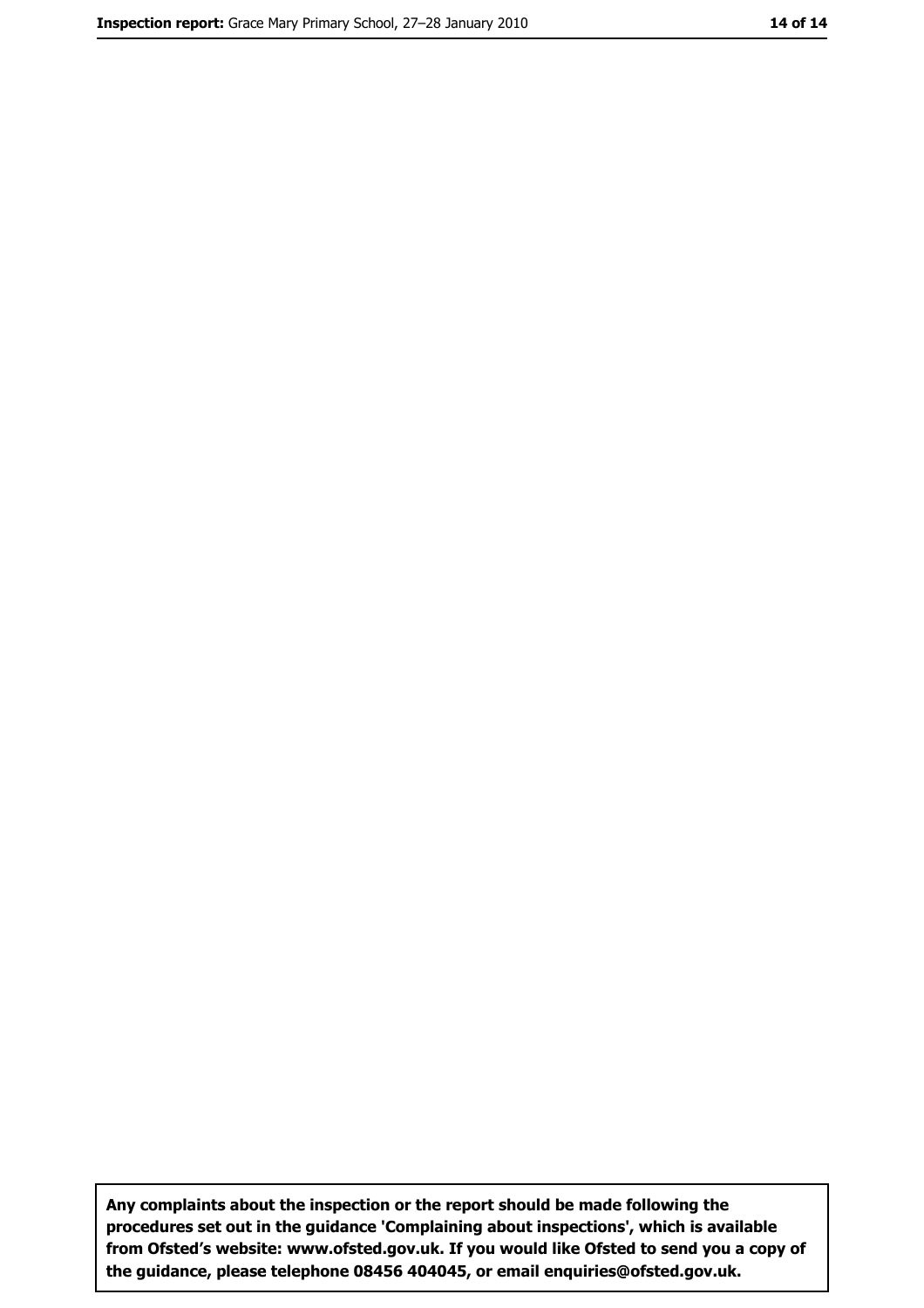**Any complaints about the inspection or the report should be made following the procedures set out in the guidance 'Complaining about inspections', which is available from Ofsted's website: www.ofsted.gov.uk. If you would like Ofsted to send you a copy of the guidance, please telephone 08456 404045, or email enquiries@ofsted.gov.uk.**